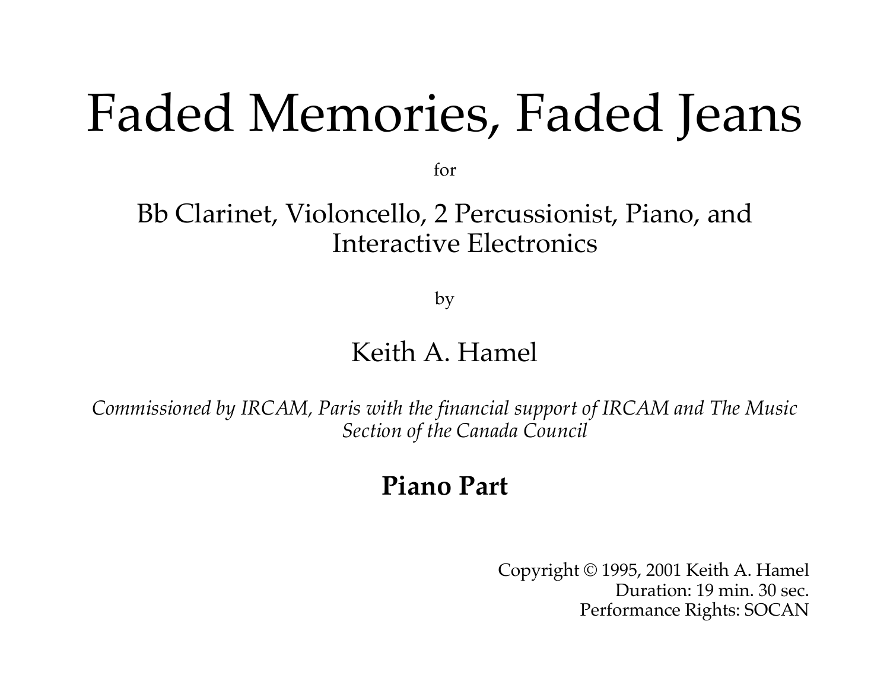# Faded Memories, Faded Jeans

for

Bb Clarinet, Violoncello, 2 Percussionist, Piano, and Interactive Electronics

by

Keith A. Hamel

*Commissioned by IRCAM, Paris with the financial support of IRCAM and The Music Section of the Canada Council*

**Piano Part**

Copyright © 1995, 2001 Keith A. Hamel
Duration: 19 min. 30 sec.
Performance Rights: SOCAN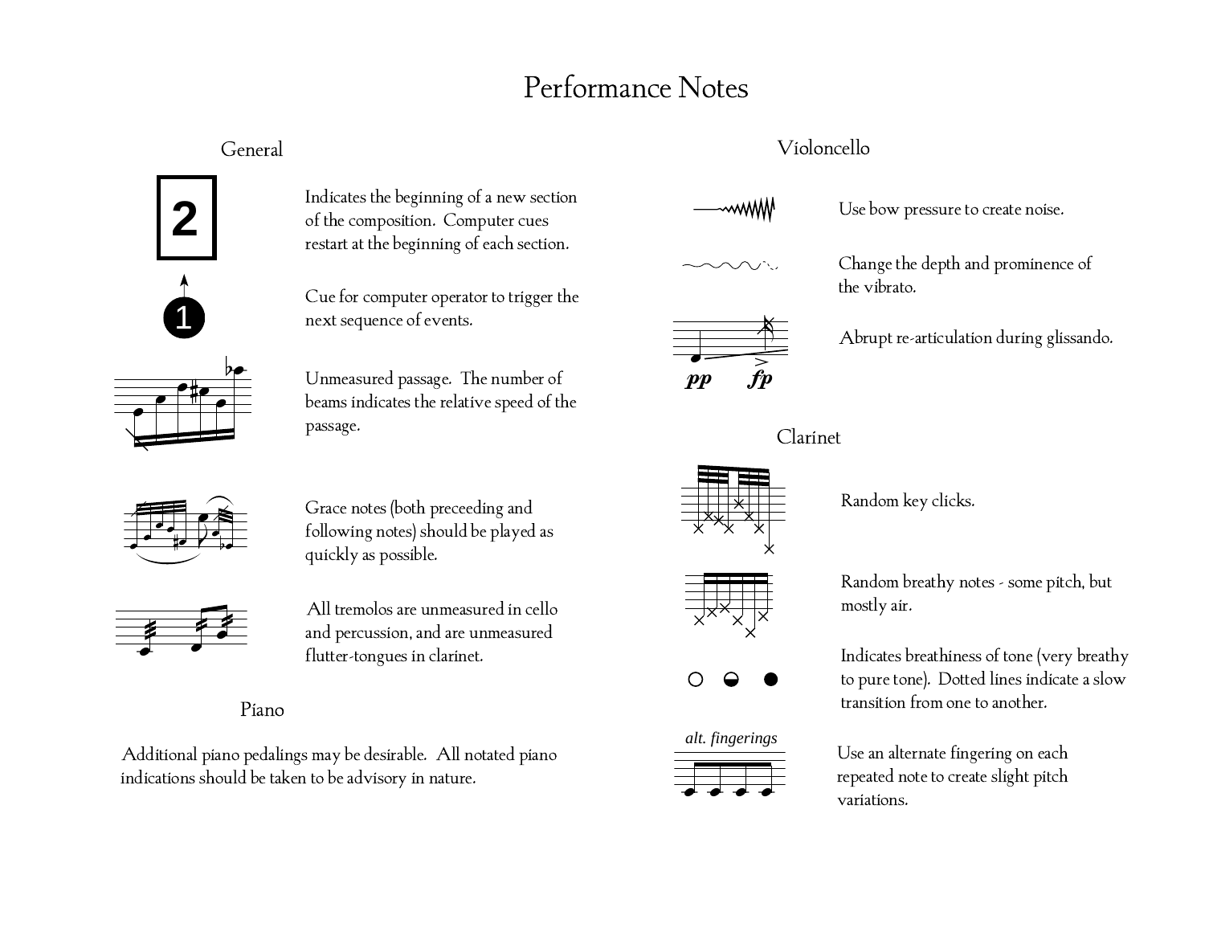# Performance Notes

## General

**2** — Indicates the beginning of a new section of the composition. Computer cues restart at the beginning of each section.

**1** — Cue for computer operator to trigger the next sequence of events.

Unmeasured passage. The number of beams indicates the relative speed of the passage.

Grace notes (both preceeding and following notes) should be played as quickly as possible.

All tremolos are unmeasured in cello and percussion, and are unmeasured flutter-tongues in clarinet.

## Piano

Additional piano pedalings may be desirable. All notated piano indications should be taken to be advisory in nature.

## Violoncello

Use bow pressure to create noise.

Change the depth and prominence of the vibrato.

*pp* *fp* — Abrupt re-articulation during glissando.

## Clarinet

Random key clicks.

Random breathy notes - some pitch, but mostly air.

Indicates breathiness of tone (very breathy to pure tone). Dotted lines indicate a slow transition from one to another.

*alt. fingerings* — Use an alternate fingering on each repeated note to create slight pitch variations.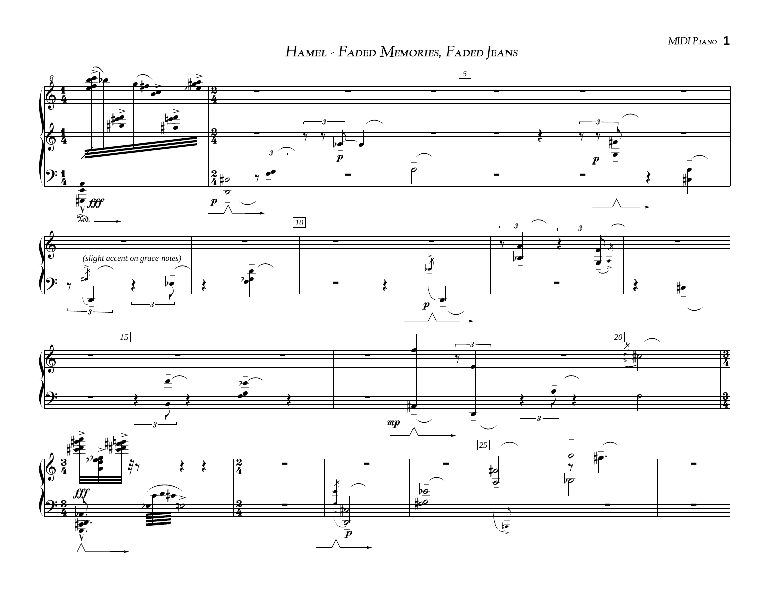# Hamel - Faded Memories, Faded Jeans

(slight accent on grace notes)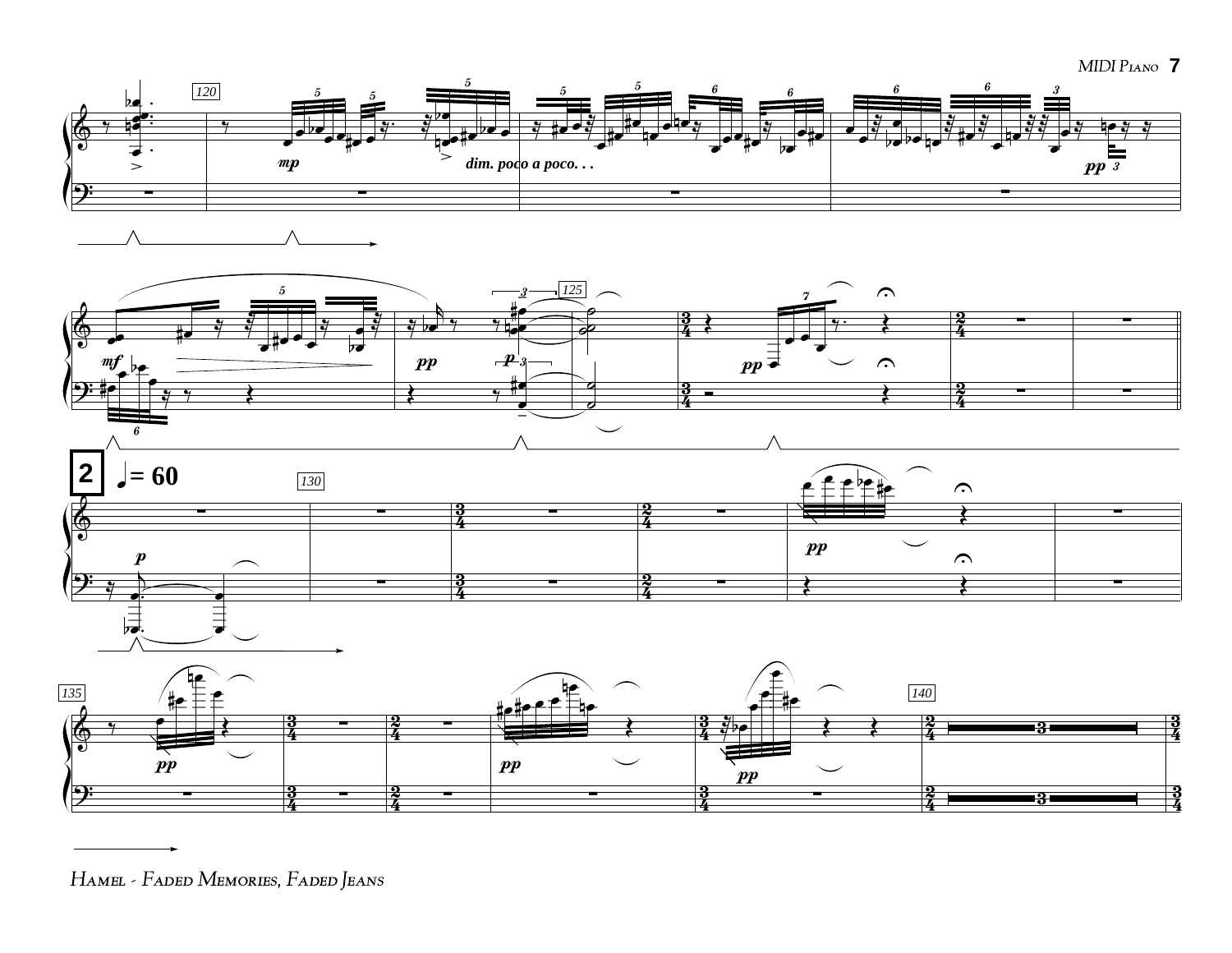dim. poco a poco. . .

**2** ♩= 60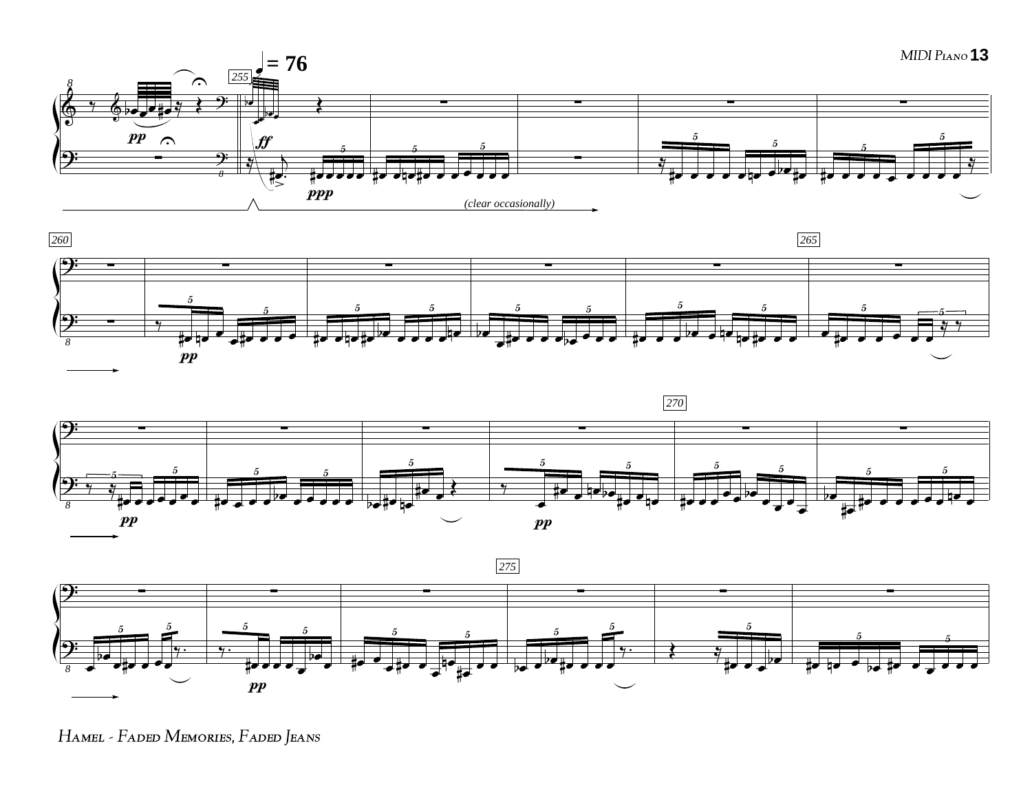♩ = 76

*(clear occasionally)*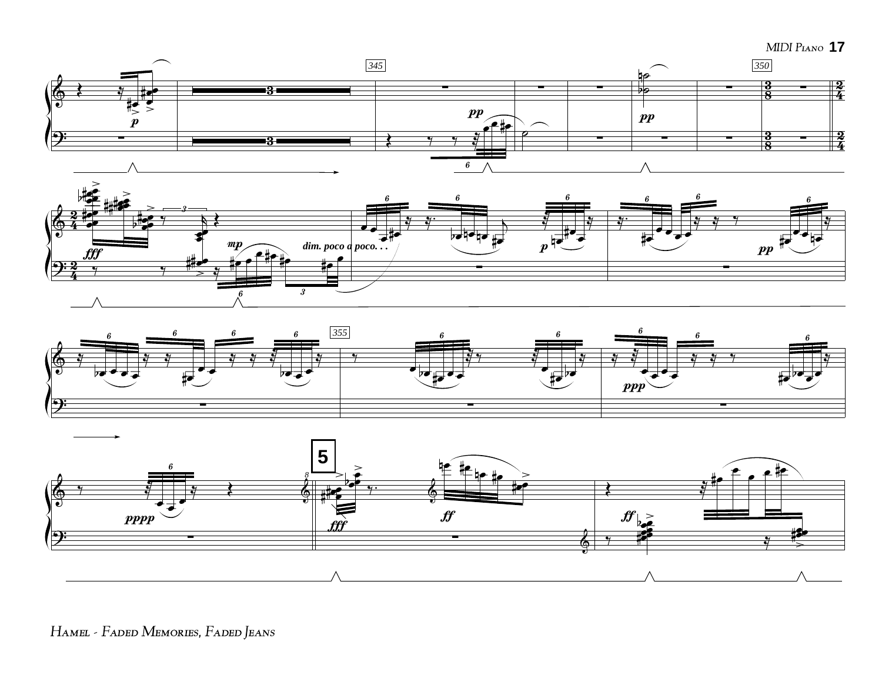345

350

355

*dim. poco a poco. . .*

**5**